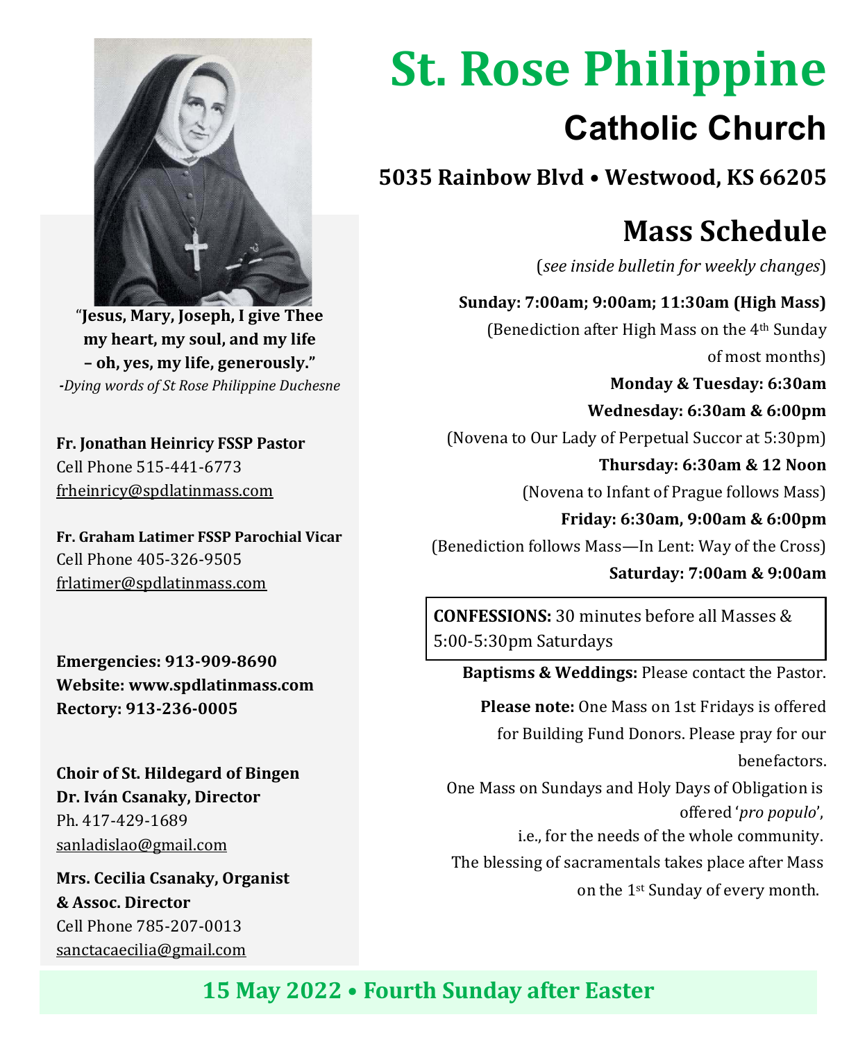# St. Rose Philippine

## Catholic Church

**5035 Rainbow Blvd • Westwood, KS 66205**

"**Jesus, Mary, Joseph, I give Thee my heart, my soul, and my life – oh, yes, my life, generously.**"
*-Dying words of St Rose Philippine Duchesne*

**Fr. Jonathan Heinricy FSSP Pastor**
Cell Phone 515-441-6773
frheinricy@spdlatinmass.com

**Fr. Graham Latimer FSSP Parochial Vicar**
Cell Phone 405-326-9505
frlatimer@spdlatinmass.com

**Emergencies: 913-909-8690**
**Website: www.spdlatinmass.com**
**Rectory: 913-236-0005**

**Choir of St. Hildegard of Bingen**
**Dr. Iván Csanaky, Director**
Ph. 417-429-1689
sanladislao@gmail.com

**Mrs. Cecilia Csanaky, Organist & Assoc. Director**
Cell Phone 785-207-0013
sanctacaecilia@gmail.com

## Mass Schedule

(*see inside bulletin for weekly changes*)

**Sunday: 7:00am; 9:00am; 11:30am (High Mass)**
(Benediction after High Mass on the 4th Sunday of most months)

**Monday & Tuesday: 6:30am**

**Wednesday: 6:30am & 6:00pm**
(Novena to Our Lady of Perpetual Succor at 5:30pm)

**Thursday: 6:30am & 12 Noon**
(Novena to Infant of Prague follows Mass)

**Friday: 6:30am, 9:00am & 6:00pm**
(Benediction follows Mass—In Lent: Way of the Cross)

**Saturday: 7:00am & 9:00am**

**CONFESSIONS:** 30 minutes before all Masses & 5:00-5:30pm Saturdays

**Baptisms & Weddings:** Please contact the Pastor.

**Please note:** One Mass on 1st Fridays is offered for Building Fund Donors. Please pray for our benefactors.

One Mass on Sundays and Holy Days of Obligation is offered '*pro populo*', i.e., for the needs of the whole community.

The blessing of sacramentals takes place after Mass on the 1st Sunday of every month.

**15 May 2022 • Fourth Sunday after Easter**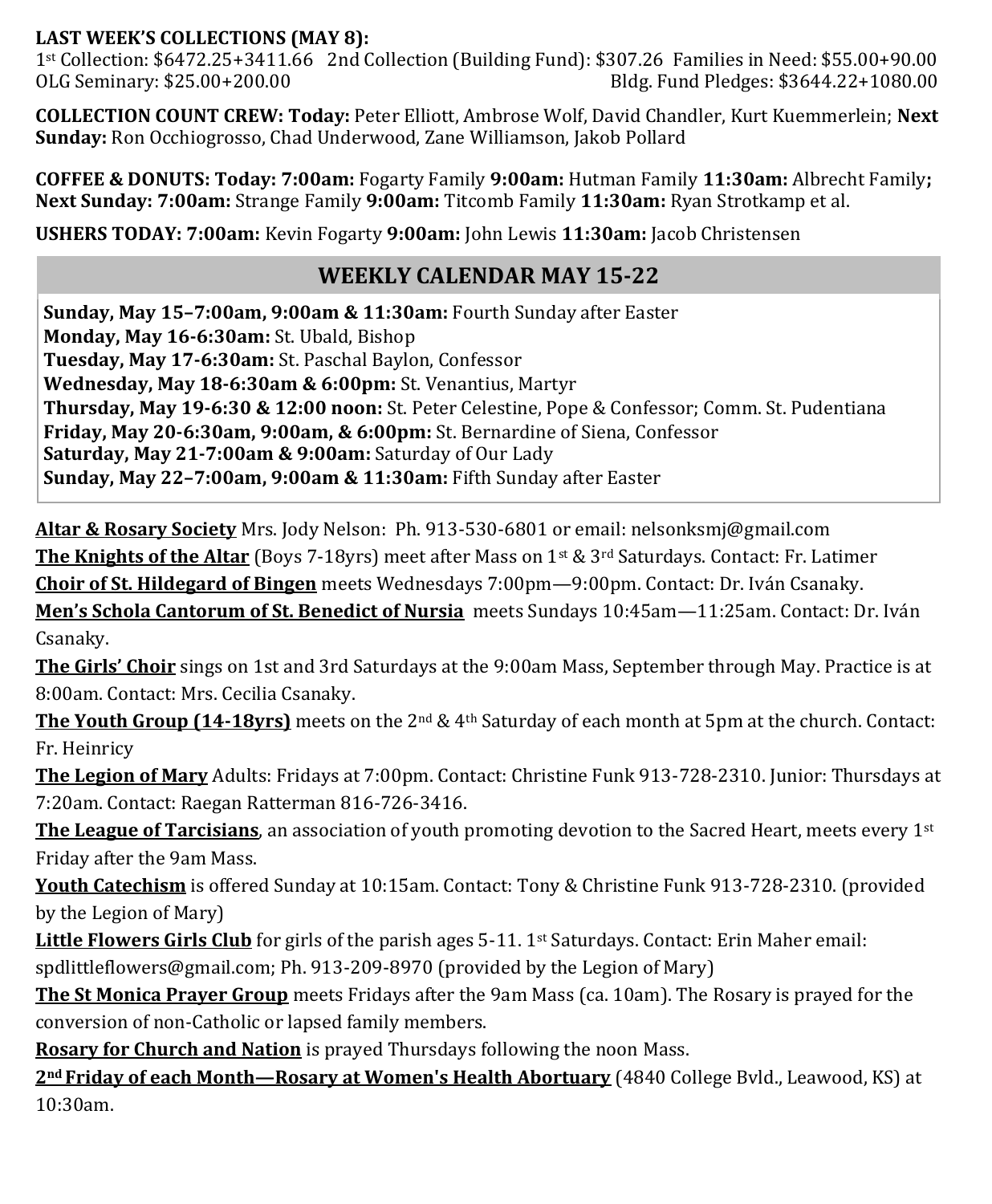**LAST WEEK'S COLLECTIONS (MAY 8):**
1st Collection: $6472.25+3411.66   2nd Collection (Building Fund): $307.26   Families in Need: $55.00+90.00
OLG Seminary: $25.00+200.00   Bldg. Fund Pledges: $3644.22+1080.00

**COLLECTION COUNT CREW: Today:** Peter Elliott, Ambrose Wolf, David Chandler, Kurt Kuemmerlein; **Next Sunday:** Ron Occhiogrosso, Chad Underwood, Zane Williamson, Jakob Pollard

**COFFEE & DONUTS: Today: 7:00am:** Fogarty Family **9:00am:** Hutman Family **11:30am:** Albrecht Family**; Next Sunday: 7:00am:** Strange Family **9:00am:** Titcomb Family **11:30am:** Ryan Strotkamp et al.

**USHERS TODAY: 7:00am:** Kevin Fogarty **9:00am:** John Lewis **11:30am:** Jacob Christensen

## WEEKLY CALENDAR MAY 15-22

**Sunday, May 15–7:00am, 9:00am & 11:30am:** Fourth Sunday after Easter
**Monday, May 16-6:30am:** St. Ubald, Bishop
**Tuesday, May 17-6:30am:** St. Paschal Baylon, Confessor
**Wednesday, May 18-6:30am & 6:00pm:** St. Venantius, Martyr
**Thursday, May 19-6:30 & 12:00 noon:** St. Peter Celestine, Pope & Confessor; Comm. St. Pudentiana
**Friday, May 20-6:30am, 9:00am, & 6:00pm:** St. Bernardine of Siena, Confessor
**Saturday, May 21-7:00am & 9:00am:** Saturday of Our Lady
**Sunday, May 22–7:00am, 9:00am & 11:30am:** Fifth Sunday after Easter

**Altar & Rosary Society** Mrs. Jody Nelson: Ph. 913-530-6801 or email: nelsonksmj@gmail.com

**The Knights of the Altar** (Boys 7-18yrs) meet after Mass on 1st & 3rd Saturdays. Contact: Fr. Latimer

**Choir of St. Hildegard of Bingen** meets Wednesdays 7:00pm—9:00pm. Contact: Dr. Iván Csanaky.

**Men's Schola Cantorum of St. Benedict of Nursia** meets Sundays 10:45am—11:25am. Contact: Dr. Iván Csanaky.

**The Girls' Choir** sings on 1st and 3rd Saturdays at the 9:00am Mass, September through May. Practice is at 8:00am. Contact: Mrs. Cecilia Csanaky.

**The Youth Group (14-18yrs)** meets on the 2nd & 4th Saturday of each month at 5pm at the church. Contact: Fr. Heinricy

**The Legion of Mary** Adults: Fridays at 7:00pm. Contact: Christine Funk 913-728-2310. Junior: Thursdays at 7:20am. Contact: Raegan Ratterman 816-726-3416.

**The League of Tarcisians**, an association of youth promoting devotion to the Sacred Heart, meets every 1st Friday after the 9am Mass.

**Youth Catechism** is offered Sunday at 10:15am. Contact: Tony & Christine Funk 913-728-2310. (provided by the Legion of Mary)

**Little Flowers Girls Club** for girls of the parish ages 5-11. 1st Saturdays. Contact: Erin Maher email: spdlittleflowers@gmail.com; Ph. 913-209-8970 (provided by the Legion of Mary)

**The St Monica Prayer Group** meets Fridays after the 9am Mass (ca. 10am). The Rosary is prayed for the conversion of non-Catholic or lapsed family members.

**Rosary for Church and Nation** is prayed Thursdays following the noon Mass.

**2nd Friday of each Month—Rosary at Women's Health Abortuary** (4840 College Bvld., Leawood, KS) at 10:30am.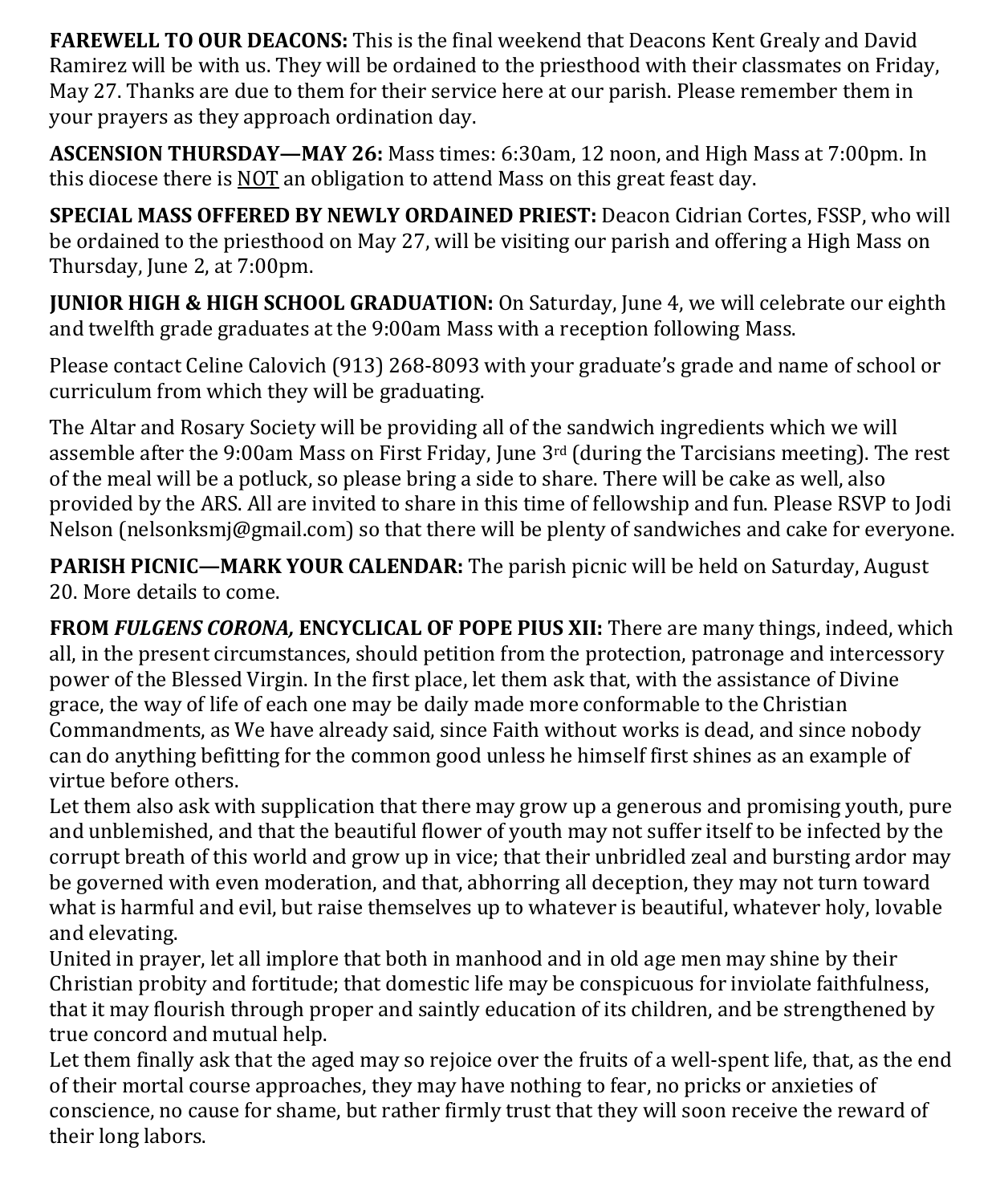**FAREWELL TO OUR DEACONS:** This is the final weekend that Deacons Kent Grealy and David Ramirez will be with us. They will be ordained to the priesthood with their classmates on Friday, May 27. Thanks are due to them for their service here at our parish. Please remember them in your prayers as they approach ordination day.

**ASCENSION THURSDAY—MAY 26:** Mass times: 6:30am, 12 noon, and High Mass at 7:00pm. In this diocese there is <u>NOT</u> an obligation to attend Mass on this great feast day.

**SPECIAL MASS OFFERED BY NEWLY ORDAINED PRIEST:** Deacon Cidrian Cortes, FSSP, who will be ordained to the priesthood on May 27, will be visiting our parish and offering a High Mass on Thursday, June 2, at 7:00pm.

**JUNIOR HIGH & HIGH SCHOOL GRADUATION:** On Saturday, June 4, we will celebrate our eighth and twelfth grade graduates at the 9:00am Mass with a reception following Mass.

Please contact Celine Calovich (913) 268-8093 with your graduate's grade and name of school or curriculum from which they will be graduating.

The Altar and Rosary Society will be providing all of the sandwich ingredients which we will assemble after the 9:00am Mass on First Friday, June 3rd (during the Tarcisians meeting). The rest of the meal will be a potluck, so please bring a side to share. There will be cake as well, also provided by the ARS. All are invited to share in this time of fellowship and fun. Please RSVP to Jodi Nelson (nelsonksmj@gmail.com) so that there will be plenty of sandwiches and cake for everyone.

**PARISH PICNIC—MARK YOUR CALENDAR:** The parish picnic will be held on Saturday, August 20. More details to come.

**FROM *FULGENS CORONA,* ENCYCLICAL OF POPE PIUS XII:** There are many things, indeed, which all, in the present circumstances, should petition from the protection, patronage and intercessory power of the Blessed Virgin. In the first place, let them ask that, with the assistance of Divine grace, the way of life of each one may be daily made more conformable to the Christian Commandments, as We have already said, since Faith without works is dead, and since nobody can do anything befitting for the common good unless he himself first shines as an example of virtue before others.

Let them also ask with supplication that there may grow up a generous and promising youth, pure and unblemished, and that the beautiful flower of youth may not suffer itself to be infected by the corrupt breath of this world and grow up in vice; that their unbridled zeal and bursting ardor may be governed with even moderation, and that, abhorring all deception, they may not turn toward what is harmful and evil, but raise themselves up to whatever is beautiful, whatever holy, lovable and elevating.

United in prayer, let all implore that both in manhood and in old age men may shine by their Christian probity and fortitude; that domestic life may be conspicuous for inviolate faithfulness, that it may flourish through proper and saintly education of its children, and be strengthened by true concord and mutual help.

Let them finally ask that the aged may so rejoice over the fruits of a well-spent life, that, as the end of their mortal course approaches, they may have nothing to fear, no pricks or anxieties of conscience, no cause for shame, but rather firmly trust that they will soon receive the reward of their long labors.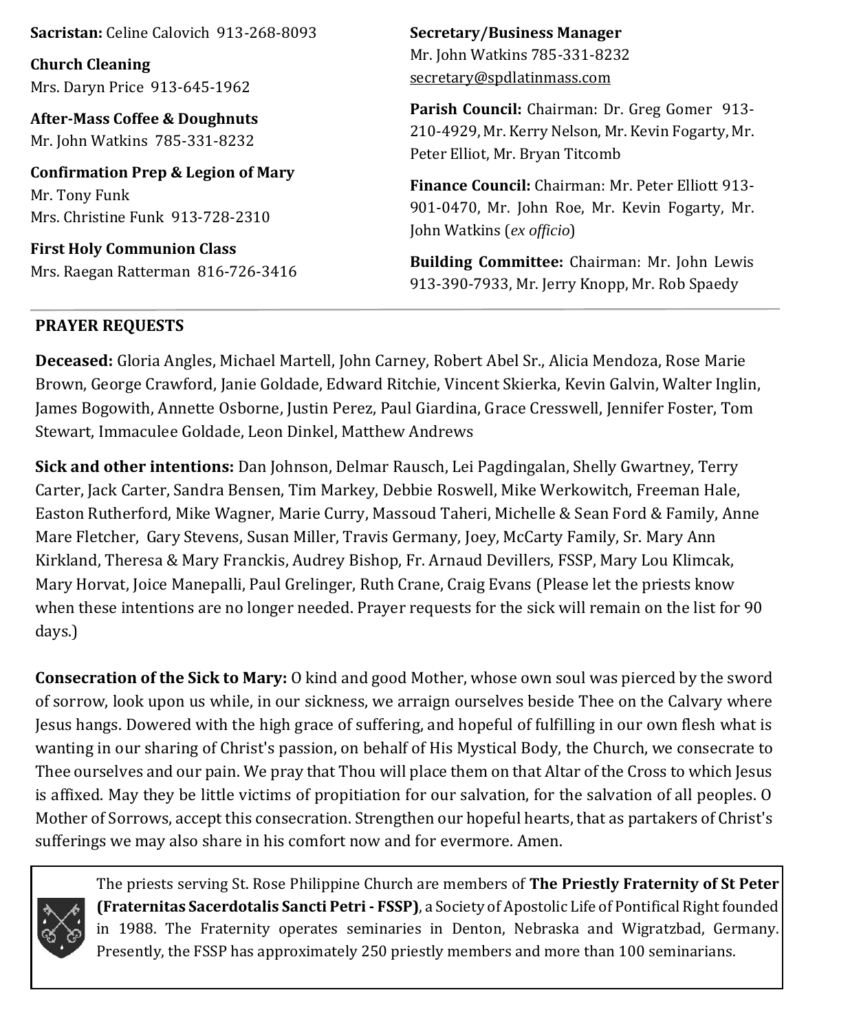**Sacristan:** Celine Calovich 913-268-8093

**Church Cleaning**
Mrs. Daryn Price 913-645-1962

**After-Mass Coffee & Doughnuts**
Mr. John Watkins 785-331-8232

**Confirmation Prep & Legion of Mary**
Mr. Tony Funk
Mrs. Christine Funk 913-728-2310

**First Holy Communion Class**
Mrs. Raegan Ratterman 816-726-3416

**Secretary/Business Manager**
Mr. John Watkins 785-331-8232
secretary@spdlatinmass.com

**Parish Council:** Chairman: Dr. Greg Gomer 913-210-4929, Mr. Kerry Nelson, Mr. Kevin Fogarty, Mr. Peter Elliot, Mr. Bryan Titcomb

**Finance Council:** Chairman: Mr. Peter Elliott 913-901-0470, Mr. John Roe, Mr. Kevin Fogarty, Mr. John Watkins (*ex officio*)

**Building Committee:** Chairman: Mr. John Lewis 913-390-7933, Mr. Jerry Knopp, Mr. Rob Spaedy

---

**PRAYER REQUESTS**

**Deceased:** Gloria Angles, Michael Martell, John Carney, Robert Abel Sr., Alicia Mendoza, Rose Marie Brown, George Crawford, Janie Goldade, Edward Ritchie, Vincent Skierka, Kevin Galvin, Walter Inglin, James Bogowith, Annette Osborne, Justin Perez, Paul Giardina, Grace Cresswell, Jennifer Foster, Tom Stewart, Immaculee Goldade, Leon Dinkel, Matthew Andrews

**Sick and other intentions:** Dan Johnson, Delmar Rausch, Lei Pagdingalan, Shelly Gwartney, Terry Carter, Jack Carter, Sandra Bensen, Tim Markey, Debbie Roswell, Mike Werkowitch, Freeman Hale, Easton Rutherford, Mike Wagner, Marie Curry, Massoud Taheri, Michelle & Sean Ford & Family, Anne Mare Fletcher, Gary Stevens, Susan Miller, Travis Germany, Joey, McCarty Family, Sr. Mary Ann Kirkland, Theresa & Mary Franckis, Audrey Bishop, Fr. Arnaud Devillers, FSSP, Mary Lou Klimcak, Mary Horvat, Joice Manepalli, Paul Grelinger, Ruth Crane, Craig Evans (Please let the priests know when these intentions are no longer needed. Prayer requests for the sick will remain on the list for 90 days.)

**Consecration of the Sick to Mary:** O kind and good Mother, whose own soul was pierced by the sword of sorrow, look upon us while, in our sickness, we arraign ourselves beside Thee on the Calvary where Jesus hangs. Dowered with the high grace of suffering, and hopeful of fulfilling in our own flesh what is wanting in our sharing of Christ's passion, on behalf of His Mystical Body, the Church, we consecrate to Thee ourselves and our pain. We pray that Thou will place them on that Altar of the Cross to which Jesus is affixed. May they be little victims of propitiation for our salvation, for the salvation of all peoples. O Mother of Sorrows, accept this consecration. Strengthen our hopeful hearts, that as partakers of Christ's sufferings we may also share in his comfort now and for evermore. Amen.

The priests serving St. Rose Philippine Church are members of **The Priestly Fraternity of St Peter (Fraternitas Sacerdotalis Sancti Petri - FSSP)**, a Society of Apostolic Life of Pontifical Right founded in 1988. The Fraternity operates seminaries in Denton, Nebraska and Wigratzbad, Germany. Presently, the FSSP has approximately 250 priestly members and more than 100 seminarians.